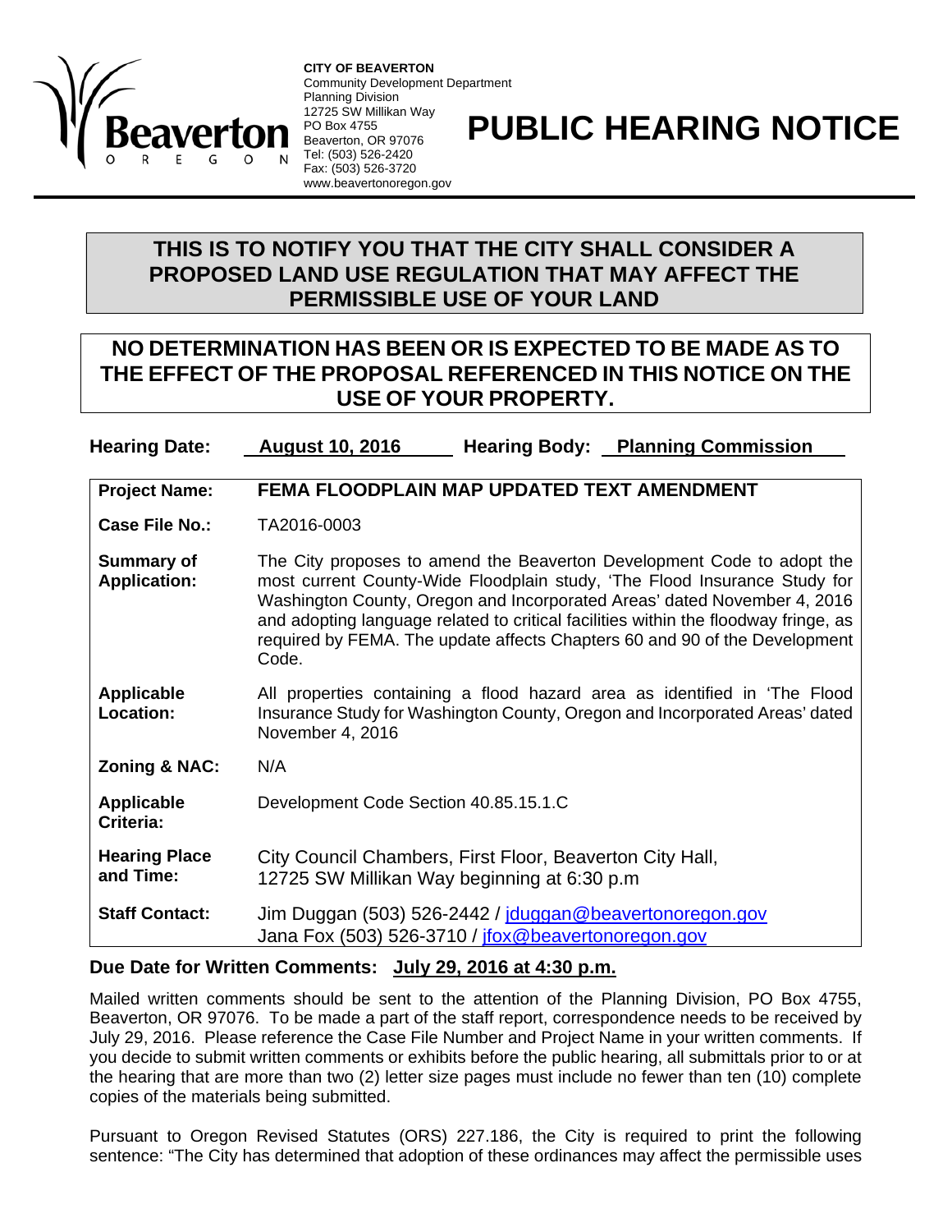**CITY OF BEAVERTON**
Community Development Department
Planning Division
12725 SW Millikan Way
PO Box 4755
Beaverton, OR 97076
Tel: (503) 526-2420
Fax: (503) 526-3720
www.beavertonoregon.gov

# PUBLIC HEARING NOTICE

## THIS IS TO NOTIFY YOU THAT THE CITY SHALL CONSIDER A PROPOSED LAND USE REGULATION THAT MAY AFFECT THE PERMISSIBLE USE OF YOUR LAND

## NO DETERMINATION HAS BEEN OR IS EXPECTED TO BE MADE AS TO THE EFFECT OF THE PROPOSAL REFERENCED IN THIS NOTICE ON THE USE OF YOUR PROPERTY.

**Hearing Date:** **August 10, 2016** **Hearing Body:** **Planning Commission**

| | |
|---|---|
| **Project Name:** | **FEMA FLOODPLAIN MAP UPDATED TEXT AMENDMENT** |
| **Case File No.:** | TA2016-0003 |
| **Summary of Application:** | The City proposes to amend the Beaverton Development Code to adopt the most current County-Wide Floodplain study, 'The Flood Insurance Study for Washington County, Oregon and Incorporated Areas' dated November 4, 2016 and adopting language related to critical facilities within the floodway fringe, as required by FEMA. The update affects Chapters 60 and 90 of the Development Code. |
| **Applicable Location:** | All properties containing a flood hazard area as identified in 'The Flood Insurance Study for Washington County, Oregon and Incorporated Areas' dated November 4, 2016 |
| **Zoning & NAC:** | N/A |
| **Applicable Criteria:** | Development Code Section 40.85.15.1.C |
| **Hearing Place and Time:** | City Council Chambers, First Floor, Beaverton City Hall, 12725 SW Millikan Way beginning at 6:30 p.m |
| **Staff Contact:** | Jim Duggan (503) 526-2442 / jduggan@beavertonoregon.gov<br>Jana Fox (503) 526-3710 / jfox@beavertonoregon.gov |

**Due Date for Written Comments:** **July 29, 2016 at 4:30 p.m.**

Mailed written comments should be sent to the attention of the Planning Division, PO Box 4755, Beaverton, OR 97076. To be made a part of the staff report, correspondence needs to be received by July 29, 2016. Please reference the Case File Number and Project Name in your written comments. If you decide to submit written comments or exhibits before the public hearing, all submittals prior to or at the hearing that are more than two (2) letter size pages must include no fewer than ten (10) complete copies of the materials being submitted.

Pursuant to Oregon Revised Statutes (ORS) 227.186, the City is required to print the following sentence: "The City has determined that adoption of these ordinances may affect the permissible uses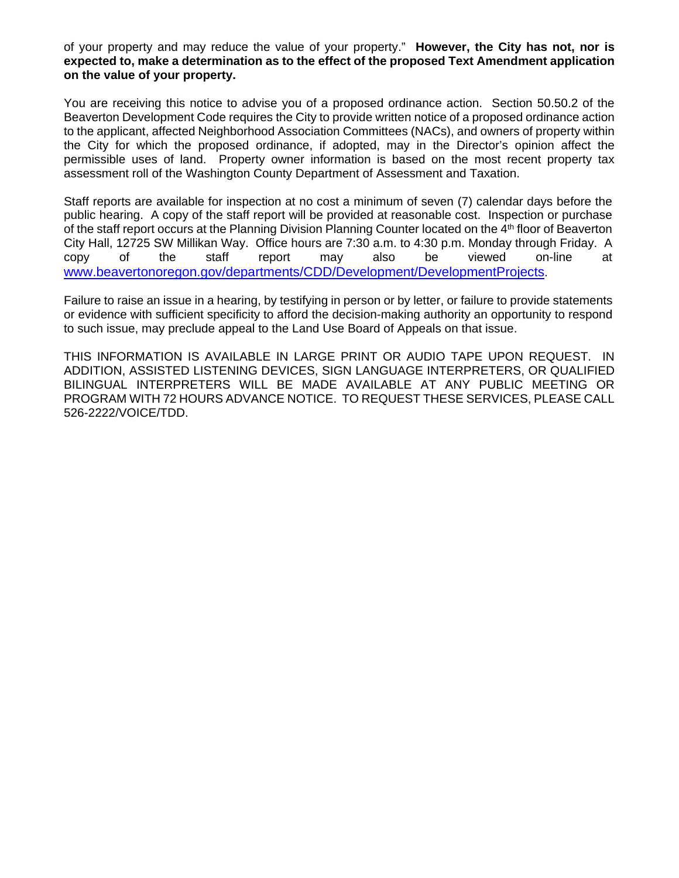of your property and may reduce the value of your property." **However, the City has not, nor is expected to, make a determination as to the effect of the proposed Text Amendment application on the value of your property.**

You are receiving this notice to advise you of a proposed ordinance action. Section 50.50.2 of the Beaverton Development Code requires the City to provide written notice of a proposed ordinance action to the applicant, affected Neighborhood Association Committees (NACs), and owners of property within the City for which the proposed ordinance, if adopted, may in the Director's opinion affect the permissible uses of land. Property owner information is based on the most recent property tax assessment roll of the Washington County Department of Assessment and Taxation.

Staff reports are available for inspection at no cost a minimum of seven (7) calendar days before the public hearing. A copy of the staff report will be provided at reasonable cost. Inspection or purchase of the staff report occurs at the Planning Division Planning Counter located on the 4th floor of Beaverton City Hall, 12725 SW Millikan Way. Office hours are 7:30 a.m. to 4:30 p.m. Monday through Friday. A copy of the staff report may also be viewed on-line at www.beavertonoregon.gov/departments/CDD/Development/DevelopmentProjects.

Failure to raise an issue in a hearing, by testifying in person or by letter, or failure to provide statements or evidence with sufficient specificity to afford the decision-making authority an opportunity to respond to such issue, may preclude appeal to the Land Use Board of Appeals on that issue.

THIS INFORMATION IS AVAILABLE IN LARGE PRINT OR AUDIO TAPE UPON REQUEST. IN ADDITION, ASSISTED LISTENING DEVICES, SIGN LANGUAGE INTERPRETERS, OR QUALIFIED BILINGUAL INTERPRETERS WILL BE MADE AVAILABLE AT ANY PUBLIC MEETING OR PROGRAM WITH 72 HOURS ADVANCE NOTICE. TO REQUEST THESE SERVICES, PLEASE CALL 526-2222/VOICE/TDD.